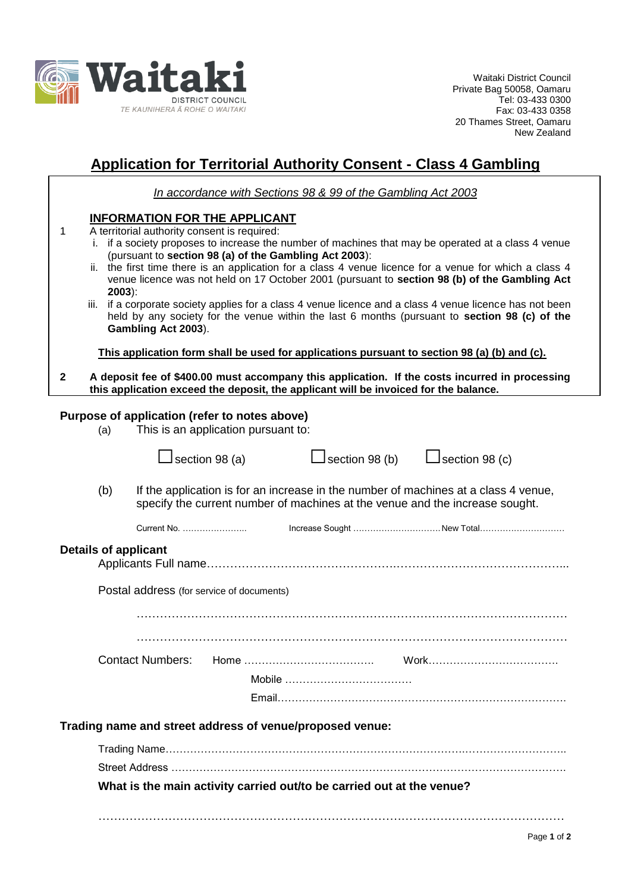Waitaki DISTRICT COUNCIL
TE KAUNIHERA Ā ROHE O WAITAKI

Waitaki District Council
Private Bag 50058, Oamaru
Tel: 03-433 0300
Fax: 03-433 0358
20 Thames Street, Oamaru
New Zealand

# Application for Territorial Authority Consent - Class 4 Gambling

*In accordance with Sections 98 & 99 of the Gambling Act 2003*

## INFORMATION FOR THE APPLICANT

1. A territorial authority consent is required:
   i. if a society proposes to increase the number of machines that may be operated at a class 4 venue (pursuant to **section 98 (a) of the Gambling Act 2003**):
   ii. the first time there is an application for a class 4 venue licence for a venue for which a class 4 venue licence was not held on 17 October 2001 (pursuant to **section 98 (b) of the Gambling Act 2003**):
   iii. if a corporate society applies for a class 4 venue licence and a class 4 venue licence has not been held by any society for the venue within the last 6 months (pursuant to **section 98 (c) of the Gambling Act 2003**).

   **This application form shall be used for applications pursuant to section 98 (a) (b) and (c).**

2. **A deposit fee of $400.00 must accompany this application. If the costs incurred in processing this application exceed the deposit, the applicant will be invoiced for the balance.**

### Purpose of application (refer to notes above)

(a) This is an application pursuant to:

☐ section 98 (a) ☐ section 98 (b) ☐ section 98 (c)

(b) If the application is for an increase in the number of machines at a class 4 venue, specify the current number of machines at the venue and the increase sought.

Current No. ....................... Increase Sought .............................. New Total.............................

### Details of applicant

Applicants Full name…………………………………………………………………………………...

Postal address (for service of documents)

…………………………………………………………………………………………………

…………………………………………………………………………………………………

Contact Numbers: Home ………………………………. Work……………………………….

Mobile ……………………………….

Email……………………………………………………………………….

### Trading name and street address of venue/proposed venue:

Trading Name…………………………………………………………………………………………..

Street Address …………………………………………………………………………………………

**What is the main activity carried out/to be carried out at the venue?**

……………………………………………………………………………………………………………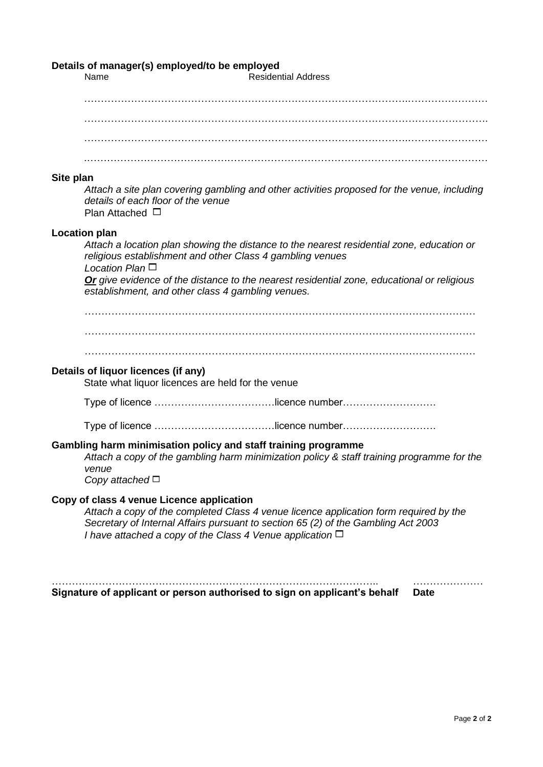**Details of manager(s) employed/to be employed**

Name                                                            Residential Address

…………………………………………………………………………………………………………

…………………………………………………………………………………………………………

…………………………………………………………………………………………………………

…………………………………………………………………………………………………………

**Site plan**

*Attach a site plan covering gambling and other activities proposed for the venue, including details of each floor of the venue*

Plan Attached ☐

**Location plan**

*Attach a location plan showing the distance to the nearest residential zone, education or religious establishment and other Class 4 gambling venues*

*Location Plan* ☐

***Or*** *give evidence of the distance to the nearest residential zone, educational or religious establishment, and other class 4 gambling venues.*

…………………………………………………………………………………………………

…………………………………………………………………………………………………

…………………………………………………………………………………………………

**Details of liquor licences (if any)**

State what liquor licences are held for the venue

Type of licence ………………………………licence number……………………….

Type of licence ………………………………licence number……………………….

**Gambling harm minimisation policy and staff training programme**

*Attach a copy of the gambling harm minimization policy & staff training programme for the venue*

*Copy attached* ☐

**Copy of class 4 venue Licence application**

*Attach a copy of the completed Class 4 venue licence application form required by the Secretary of Internal Affairs pursuant to section 65 (2) of the Gambling Act 2003*

*I have attached a copy of the Class 4 Venue application* ☐

……………………………………………………………………………………..          …………………

**Signature of applicant or person authorised to sign on applicant's behalf     Date**